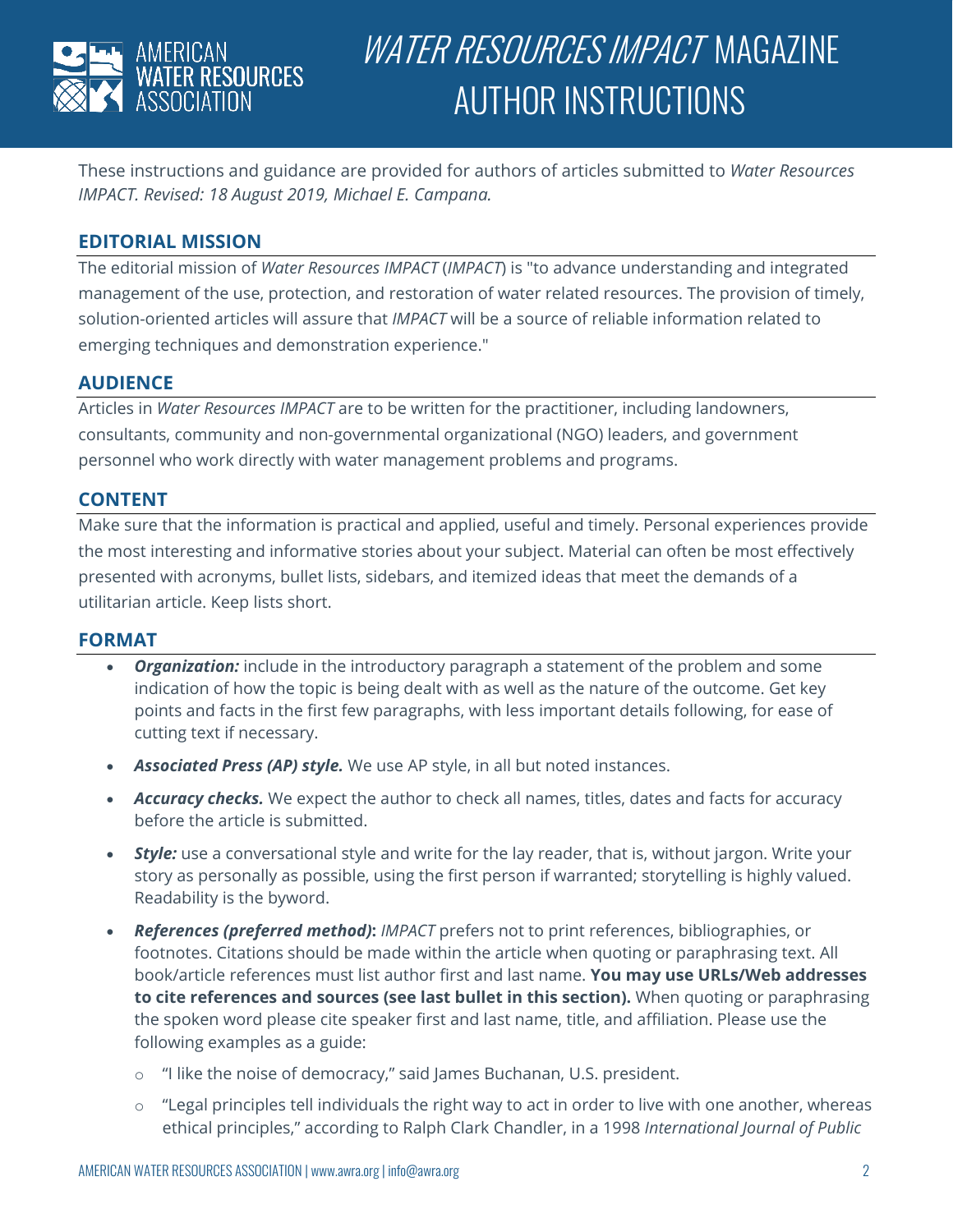# *WATER RESOURCES IMPACT* MAGAZINE AUTHOR INSTRUCTIONS

These instructions and guidance are provided for authors of articles submitted to *Water Resources IMPACT. Revised: 18 August 2019, Michael E. Campana.*

## EDITORIAL MISSION

The editorial mission of *Water Resources IMPACT* (*IMPACT*) is "to advance understanding and integrated management of the use, protection, and restoration of water related resources. The provision of timely, solution-oriented articles will assure that *IMPACT* will be a source of reliable information related to emerging techniques and demonstration experience."

## AUDIENCE

Articles in *Water Resources IMPACT* are to be written for the practitioner, including landowners, consultants, community and non-governmental organizational (NGO) leaders, and government personnel who work directly with water management problems and programs.

## CONTENT

Make sure that the information is practical and applied, useful and timely. Personal experiences provide the most interesting and informative stories about your subject. Material can often be most effectively presented with acronyms, bullet lists, sidebars, and itemized ideas that meet the demands of a utilitarian article. Keep lists short.

## FORMAT

- ***Organization:*** include in the introductory paragraph a statement of the problem and some indication of how the topic is being dealt with as well as the nature of the outcome. Get key points and facts in the first few paragraphs, with less important details following, for ease of cutting text if necessary.
- ***Associated Press (AP) style.*** We use AP style, in all but noted instances.
- ***Accuracy checks.*** We expect the author to check all names, titles, dates and facts for accuracy before the article is submitted.
- ***Style:*** use a conversational style and write for the lay reader, that is, without jargon. Write your story as personally as possible, using the first person if warranted; storytelling is highly valued. Readability is the byword.
- ***References (preferred method)*:** *IMPACT* prefers not to print references, bibliographies, or footnotes. Citations should be made within the article when quoting or paraphrasing text. All book/article references must list author first and last name. **You may use URLs/Web addresses to cite references and sources (see last bullet in this section).** When quoting or paraphrasing the spoken word please cite speaker first and last name, title, and affiliation. Please use the following examples as a guide:
  - "I like the noise of democracy," said James Buchanan, U.S. president.
  - "Legal principles tell individuals the right way to act in order to live with one another, whereas ethical principles," according to Ralph Clark Chandler, in a 1998 *International Journal of Public*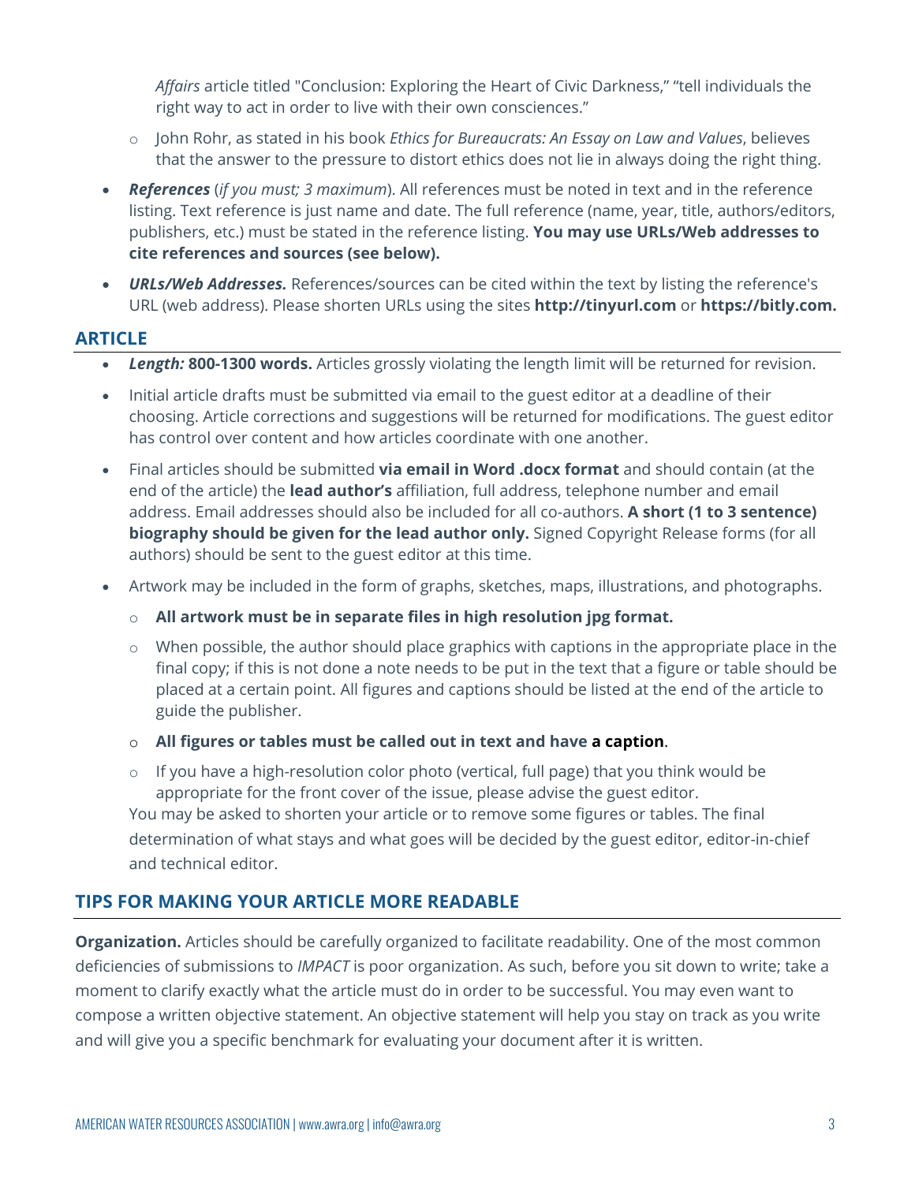*Affairs* article titled "Conclusion: Exploring the Heart of Civic Darkness," "tell individuals the right way to act in order to live with their own consciences."

- John Rohr, as stated in his book *Ethics for Bureaucrats: An Essay on Law and Values*, believes that the answer to the pressure to distort ethics does not lie in always doing the right thing.

- ***References*** (*if you must; 3 maximum*). All references must be noted in text and in the reference listing. Text reference is just name and date. The full reference (name, year, title, authors/editors, publishers, etc.) must be stated in the reference listing. **You may use URLs/Web addresses to cite references and sources (see below).**
- ***URLs/Web Addresses.*** References/sources can be cited within the text by listing the reference's URL (web address). Please shorten URLs using the sites **http://tinyurl.com** or **https://bitly.com.**

## ARTICLE

- ***Length:*** **800-1300 words.** Articles grossly violating the length limit will be returned for revision.
- Initial article drafts must be submitted via email to the guest editor at a deadline of their choosing. Article corrections and suggestions will be returned for modifications. The guest editor has control over content and how articles coordinate with one another.
- Final articles should be submitted **via email in Word .docx format** and should contain (at the end of the article) the **lead author's** affiliation, full address, telephone number and email address. Email addresses should also be included for all co-authors. **A short (1 to 3 sentence) biography should be given for the lead author only.** Signed Copyright Release forms (for all authors) should be sent to the guest editor at this time.
- Artwork may be included in the form of graphs, sketches, maps, illustrations, and photographs.
  - **All artwork must be in separate files in high resolution jpg format.**
  - When possible, the author should place graphics with captions in the appropriate place in the final copy; if this is not done a note needs to be put in the text that a figure or table should be placed at a certain point. All figures and captions should be listed at the end of the article to guide the publisher.
  - **All figures or tables must be called out in text and have a caption.**
  - If you have a high-resolution color photo (vertical, full page) that you think would be appropriate for the front cover of the issue, please advise the guest editor.

  You may be asked to shorten your article or to remove some figures or tables. The final determination of what stays and what goes will be decided by the guest editor, editor-in-chief and technical editor.

## TIPS FOR MAKING YOUR ARTICLE MORE READABLE

**Organization.** Articles should be carefully organized to facilitate readability. One of the most common deficiencies of submissions to *IMPACT* is poor organization. As such, before you sit down to write; take a moment to clarify exactly what the article must do in order to be successful. You may even want to compose a written objective statement. An objective statement will help you stay on track as you write and will give you a specific benchmark for evaluating your document after it is written.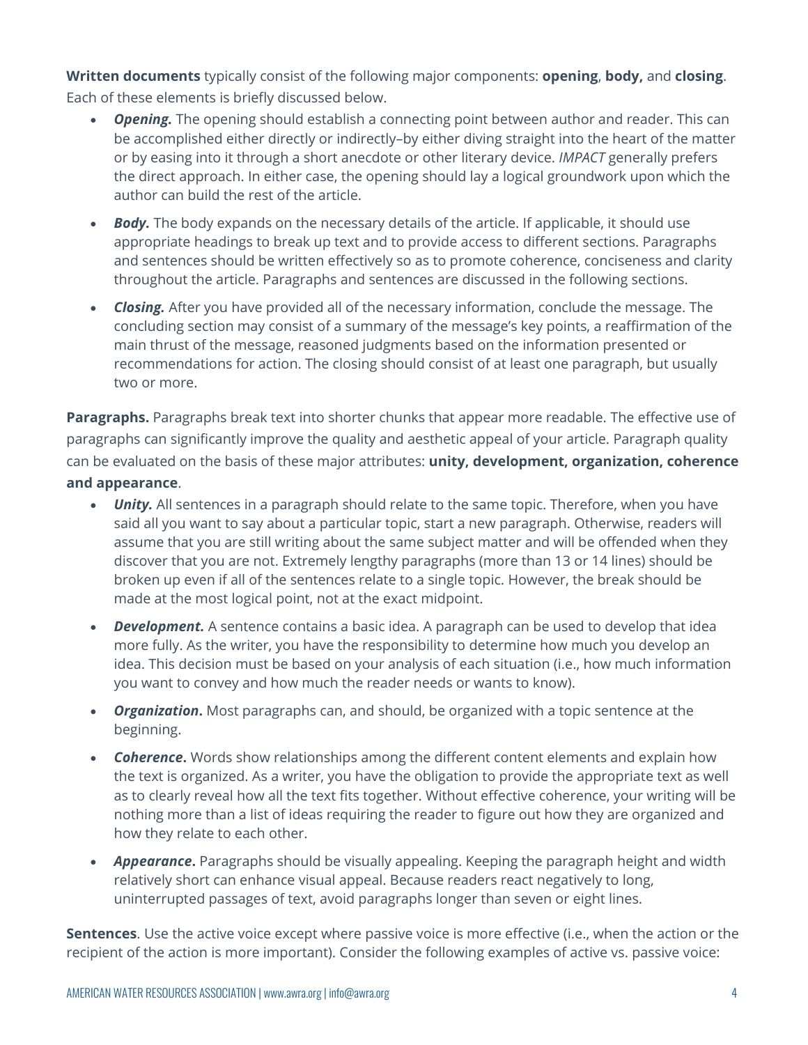**Written documents** typically consist of the following major components: **opening**, **body,** and **closing**. Each of these elements is briefly discussed below.

- ***Opening.*** The opening should establish a connecting point between author and reader. This can be accomplished either directly or indirectly–by either diving straight into the heart of the matter or by easing into it through a short anecdote or other literary device. *IMPACT* generally prefers the direct approach. In either case, the opening should lay a logical groundwork upon which the author can build the rest of the article.
- ***Body.*** The body expands on the necessary details of the article. If applicable, it should use appropriate headings to break up text and to provide access to different sections. Paragraphs and sentences should be written effectively so as to promote coherence, conciseness and clarity throughout the article. Paragraphs and sentences are discussed in the following sections.
- ***Closing.*** After you have provided all of the necessary information, conclude the message. The concluding section may consist of a summary of the message's key points, a reaffirmation of the main thrust of the message, reasoned judgments based on the information presented or recommendations for action. The closing should consist of at least one paragraph, but usually two or more.

**Paragraphs.** Paragraphs break text into shorter chunks that appear more readable. The effective use of paragraphs can significantly improve the quality and aesthetic appeal of your article. Paragraph quality can be evaluated on the basis of these major attributes: **unity, development, organization, coherence and appearance**.

- ***Unity.*** All sentences in a paragraph should relate to the same topic. Therefore, when you have said all you want to say about a particular topic, start a new paragraph. Otherwise, readers will assume that you are still writing about the same subject matter and will be offended when they discover that you are not. Extremely lengthy paragraphs (more than 13 or 14 lines) should be broken up even if all of the sentences relate to a single topic. However, the break should be made at the most logical point, not at the exact midpoint.
- ***Development*.** A sentence contains a basic idea. A paragraph can be used to develop that idea more fully. As the writer, you have the responsibility to determine how much you develop an idea. This decision must be based on your analysis of each situation (i.e., how much information you want to convey and how much the reader needs or wants to know).
- ***Organization*.** Most paragraphs can, and should, be organized with a topic sentence at the beginning.
- ***Coherence*.** Words show relationships among the different content elements and explain how the text is organized. As a writer, you have the obligation to provide the appropriate text as well as to clearly reveal how all the text fits together. Without effective coherence, your writing will be nothing more than a list of ideas requiring the reader to figure out how they are organized and how they relate to each other.
- ***Appearance*.** Paragraphs should be visually appealing. Keeping the paragraph height and width relatively short can enhance visual appeal. Because readers react negatively to long, uninterrupted passages of text, avoid paragraphs longer than seven or eight lines.

**Sentences**. Use the active voice except where passive voice is more effective (i.e., when the action or the recipient of the action is more important). Consider the following examples of active vs. passive voice: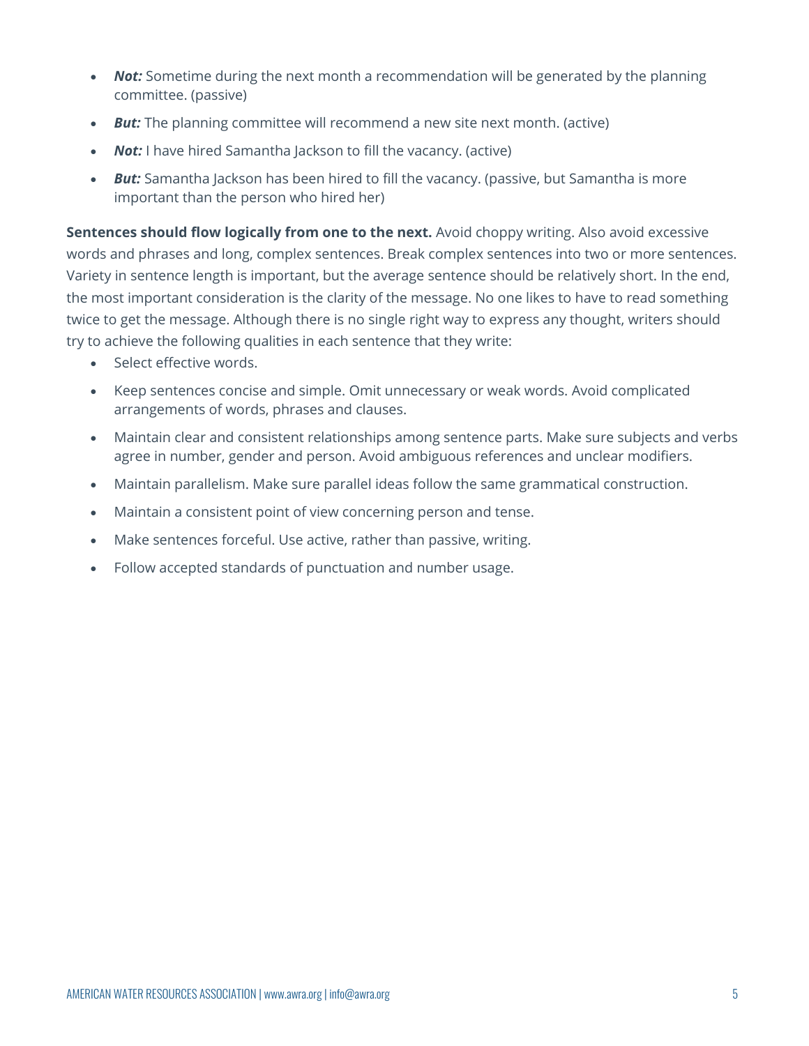- ***Not:*** Sometime during the next month a recommendation will be generated by the planning committee. (passive)
- ***But:*** The planning committee will recommend a new site next month. (active)
- ***Not:*** I have hired Samantha Jackson to fill the vacancy. (active)
- ***But:*** Samantha Jackson has been hired to fill the vacancy. (passive, but Samantha is more important than the person who hired her)

**Sentences should flow logically from one to the next.** Avoid choppy writing. Also avoid excessive words and phrases and long, complex sentences. Break complex sentences into two or more sentences. Variety in sentence length is important, but the average sentence should be relatively short. In the end, the most important consideration is the clarity of the message. No one likes to have to read something twice to get the message. Although there is no single right way to express any thought, writers should try to achieve the following qualities in each sentence that they write:

- Select effective words.
- Keep sentences concise and simple. Omit unnecessary or weak words. Avoid complicated arrangements of words, phrases and clauses.
- Maintain clear and consistent relationships among sentence parts. Make sure subjects and verbs agree in number, gender and person. Avoid ambiguous references and unclear modifiers.
- Maintain parallelism. Make sure parallel ideas follow the same grammatical construction.
- Maintain a consistent point of view concerning person and tense.
- Make sentences forceful. Use active, rather than passive, writing.
- Follow accepted standards of punctuation and number usage.